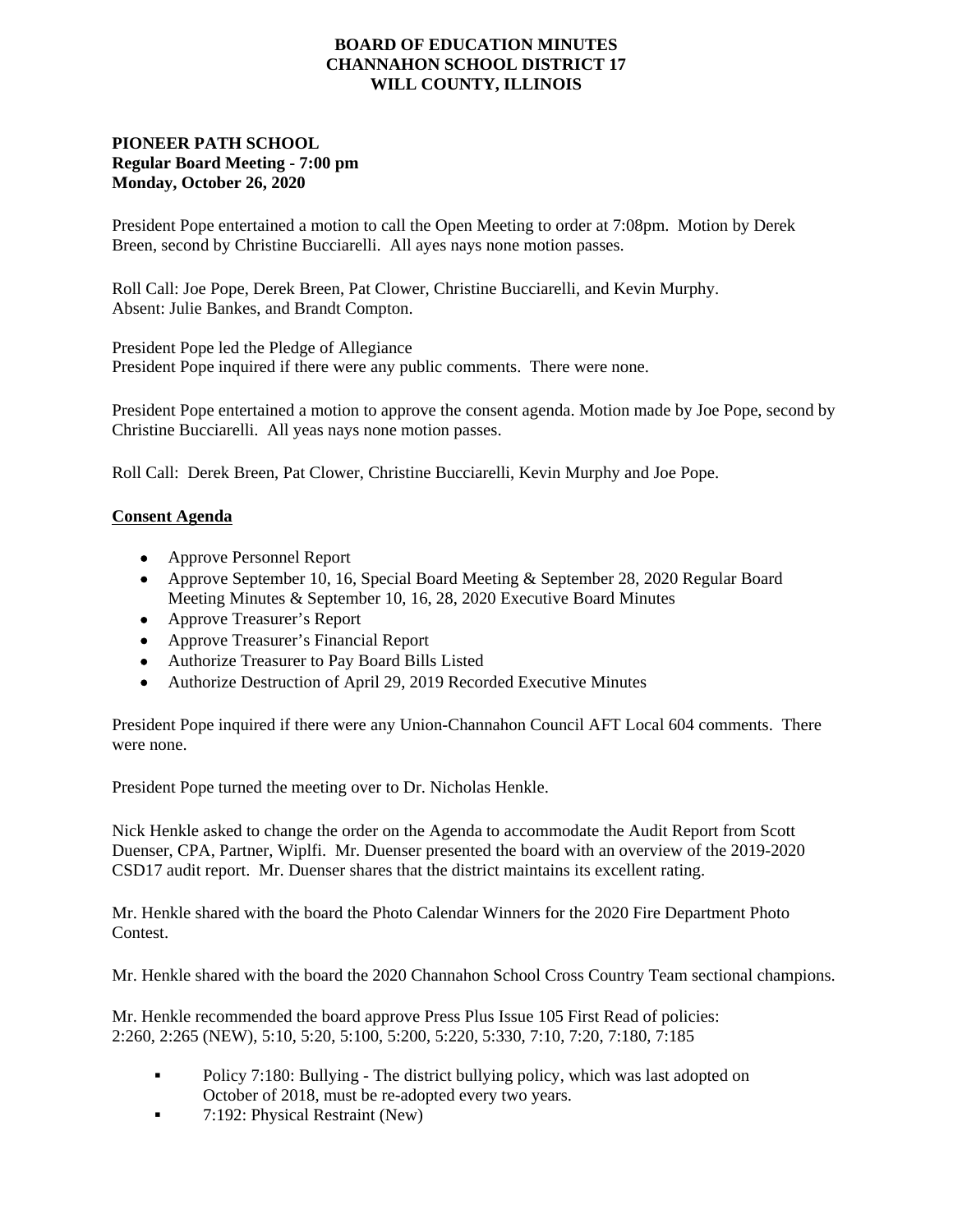**BOARD OF EDUCATION MINUTES**
**CHANNAHON SCHOOL DISTRICT 17**
**WILL COUNTY, ILLINOIS**

**PIONEER PATH SCHOOL**
**Regular Board Meeting - 7:00 pm**
**Monday, October 26, 2020**

President Pope entertained a motion to call the Open Meeting to order at 7:08pm. Motion by Derek Breen, second by Christine Bucciarelli. All ayes nays none motion passes.

Roll Call: Joe Pope, Derek Breen, Pat Clower, Christine Bucciarelli, and Kevin Murphy.
Absent: Julie Bankes, and Brandt Compton.

President Pope led the Pledge of Allegiance
President Pope inquired if there were any public comments. There were none.

President Pope entertained a motion to approve the consent agenda. Motion made by Joe Pope, second by Christine Bucciarelli. All yeas nays none motion passes.

Roll Call: Derek Breen, Pat Clower, Christine Bucciarelli, Kevin Murphy and Joe Pope.

**Consent Agenda**

- Approve Personnel Report
- Approve September 10, 16, Special Board Meeting & September 28, 2020 Regular Board Meeting Minutes & September 10, 16, 28, 2020 Executive Board Minutes
- Approve Treasurer's Report
- Approve Treasurer's Financial Report
- Authorize Treasurer to Pay Board Bills Listed
- Authorize Destruction of April 29, 2019 Recorded Executive Minutes

President Pope inquired if there were any Union-Channahon Council AFT Local 604 comments. There were none.

President Pope turned the meeting over to Dr. Nicholas Henkle.

Nick Henkle asked to change the order on the Agenda to accommodate the Audit Report from Scott Duenser, CPA, Partner, Wiplfi. Mr. Duenser presented the board with an overview of the 2019-2020 CSD17 audit report. Mr. Duenser shares that the district maintains its excellent rating.

Mr. Henkle shared with the board the Photo Calendar Winners for the 2020 Fire Department Photo Contest.

Mr. Henkle shared with the board the 2020 Channahon School Cross Country Team sectional champions.

Mr. Henkle recommended the board approve Press Plus Issue 105 First Read of policies:
2:260, 2:265 (NEW), 5:10, 5:20, 5:100, 5:200, 5:220, 5:330, 7:10, 7:20, 7:180, 7:185

- Policy 7:180: Bullying - The district bullying policy, which was last adopted on October of 2018, must be re-adopted every two years.
- 7:192: Physical Restraint (New)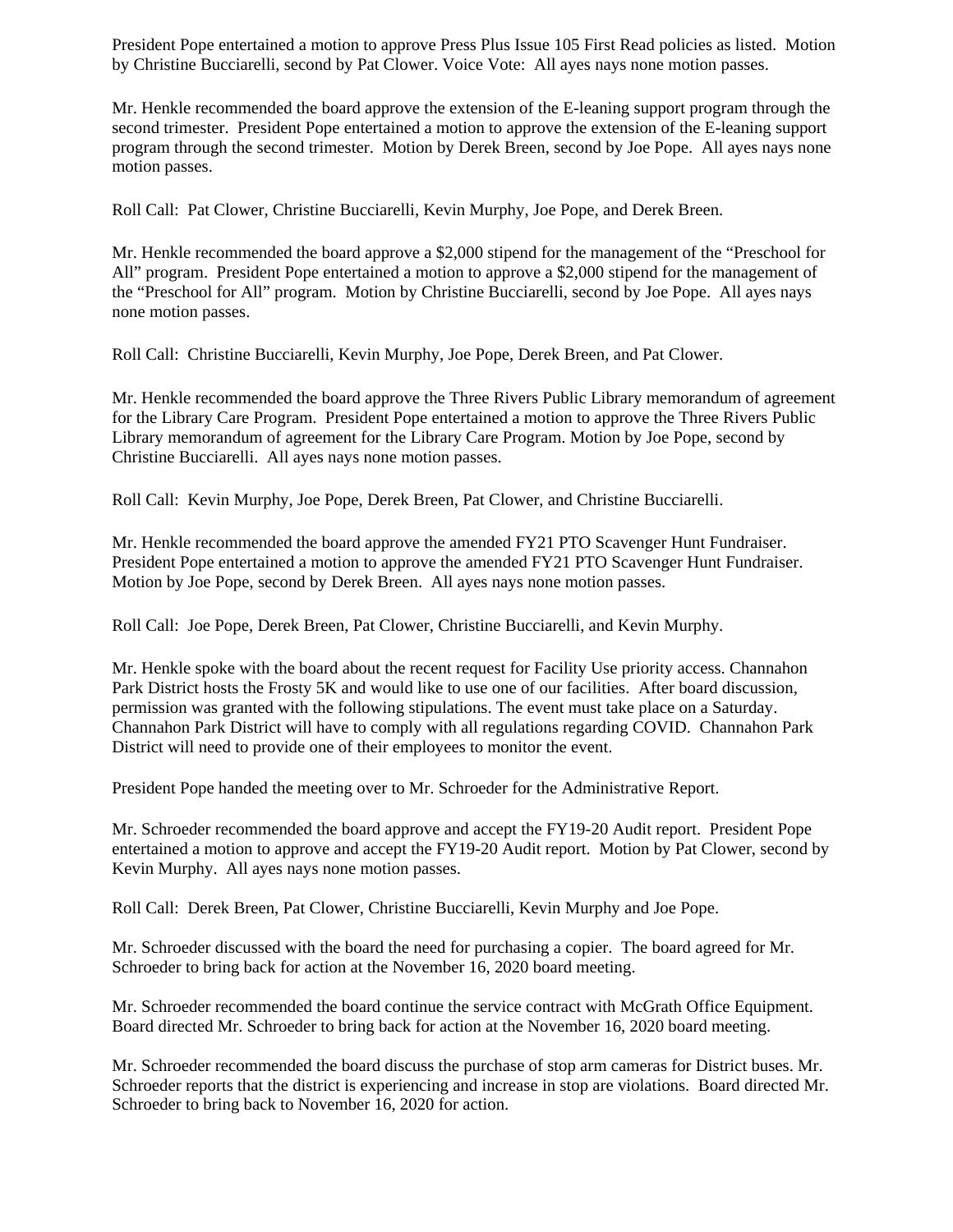President Pope entertained a motion to approve Press Plus Issue 105 First Read policies as listed. Motion by Christine Bucciarelli, second by Pat Clower. Voice Vote: All ayes nays none motion passes.

Mr. Henkle recommended the board approve the extension of the E-leaning support program through the second trimester. President Pope entertained a motion to approve the extension of the E-leaning support program through the second trimester. Motion by Derek Breen, second by Joe Pope. All ayes nays none motion passes.

Roll Call: Pat Clower, Christine Bucciarelli, Kevin Murphy, Joe Pope, and Derek Breen.

Mr. Henkle recommended the board approve a $2,000 stipend for the management of the "Preschool for All" program. President Pope entertained a motion to approve a $2,000 stipend for the management of the "Preschool for All" program. Motion by Christine Bucciarelli, second by Joe Pope. All ayes nays none motion passes.

Roll Call: Christine Bucciarelli, Kevin Murphy, Joe Pope, Derek Breen, and Pat Clower.

Mr. Henkle recommended the board approve the Three Rivers Public Library memorandum of agreement for the Library Care Program. President Pope entertained a motion to approve the Three Rivers Public Library memorandum of agreement for the Library Care Program. Motion by Joe Pope, second by Christine Bucciarelli. All ayes nays none motion passes.

Roll Call: Kevin Murphy, Joe Pope, Derek Breen, Pat Clower, and Christine Bucciarelli.

Mr. Henkle recommended the board approve the amended FY21 PTO Scavenger Hunt Fundraiser. President Pope entertained a motion to approve the amended FY21 PTO Scavenger Hunt Fundraiser. Motion by Joe Pope, second by Derek Breen. All ayes nays none motion passes.

Roll Call: Joe Pope, Derek Breen, Pat Clower, Christine Bucciarelli, and Kevin Murphy.

Mr. Henkle spoke with the board about the recent request for Facility Use priority access. Channahon Park District hosts the Frosty 5K and would like to use one of our facilities. After board discussion, permission was granted with the following stipulations. The event must take place on a Saturday. Channahon Park District will have to comply with all regulations regarding COVID. Channahon Park District will need to provide one of their employees to monitor the event.

President Pope handed the meeting over to Mr. Schroeder for the Administrative Report.

Mr. Schroeder recommended the board approve and accept the FY19-20 Audit report. President Pope entertained a motion to approve and accept the FY19-20 Audit report. Motion by Pat Clower, second by Kevin Murphy. All ayes nays none motion passes.

Roll Call: Derek Breen, Pat Clower, Christine Bucciarelli, Kevin Murphy and Joe Pope.

Mr. Schroeder discussed with the board the need for purchasing a copier. The board agreed for Mr. Schroeder to bring back for action at the November 16, 2020 board meeting.

Mr. Schroeder recommended the board continue the service contract with McGrath Office Equipment. Board directed Mr. Schroeder to bring back for action at the November 16, 2020 board meeting.

Mr. Schroeder recommended the board discuss the purchase of stop arm cameras for District buses. Mr. Schroeder reports that the district is experiencing and increase in stop are violations. Board directed Mr. Schroeder to bring back to November 16, 2020 for action.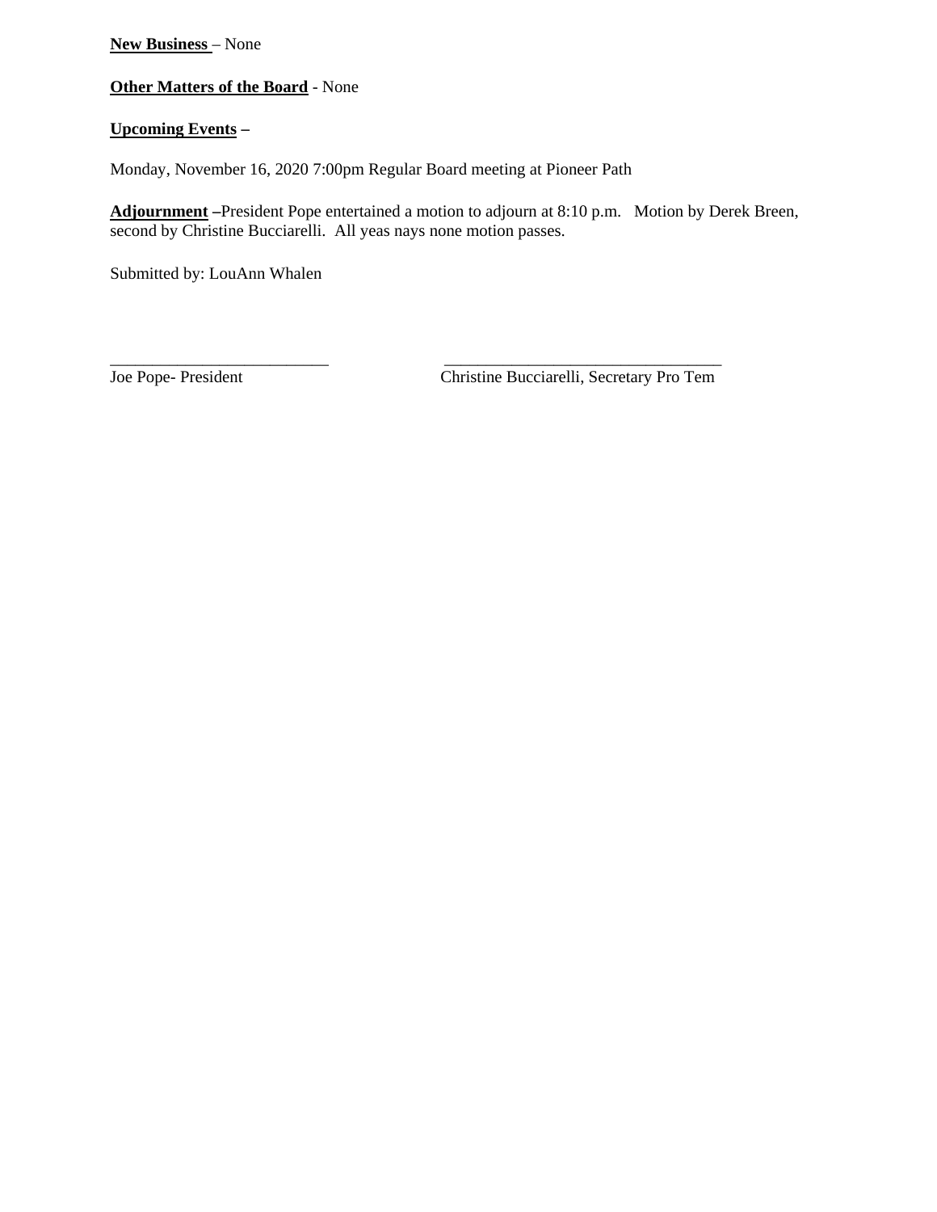**New Business** – None

**Other Matters of the Board** - None

**Upcoming Events –**

Monday, November 16, 2020 7:00pm Regular Board meeting at Pioneer Path

**Adjournment –**President Pope entertained a motion to adjourn at 8:10 p.m. Motion by Derek Breen, second by Christine Bucciarelli. All yeas nays none motion passes.

Submitted by: LouAnn Whalen

| | |
|---|---|
| ___________________________ | ___________________________________ |
| Joe Pope- President | Christine Bucciarelli, Secretary Pro Tem |